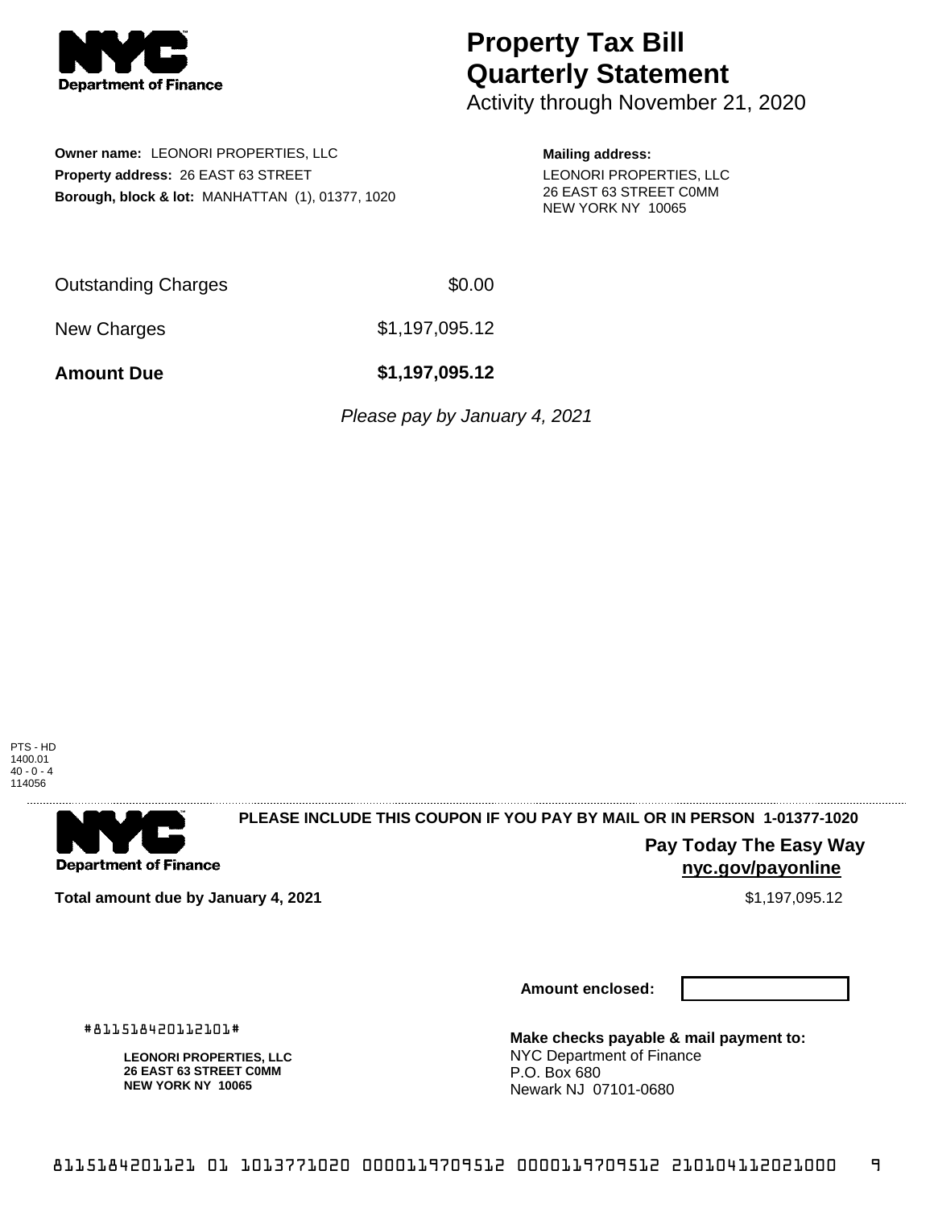# Property Tax Bill Quarterly Statement

Activity through November 21, 2020

**Owner name:** LEONORI PROPERTIES, LLC
**Property address:** 26 EAST 63 STREET
**Borough, block & lot:** MANHATTAN (1), 01377, 1020

**Mailing address:**
LEONORI PROPERTIES, LLC
26 EAST 63 STREET C0MM
NEW YORK NY 10065

| | |
|---|---|
| Outstanding Charges | $0.00 |
| New Charges | $1,197,095.12 |
| **Amount Due** | **$1,197,095.12** |

*Please pay by January 4, 2021*

PTS - HD
1400.01
40 - 0 - 4
114056

**PLEASE INCLUDE THIS COUPON IF YOU PAY BY MAIL OR IN PERSON 1-01377-1020**

**Pay Today The Easy Way**
**nyc.gov/payonline**

**Total amount due by January 4, 2021** $1,197,095.12

**Amount enclosed:**

#811518420112101#

**LEONORI PROPERTIES, LLC**
**26 EAST 63 STREET C0MM**
**NEW YORK NY 10065**

**Make checks payable & mail payment to:**
NYC Department of Finance
P.O. Box 680
Newark NJ 07101-0680

8115184201121 01 1013771020 0000119709512 0000119709512 210104112021000 9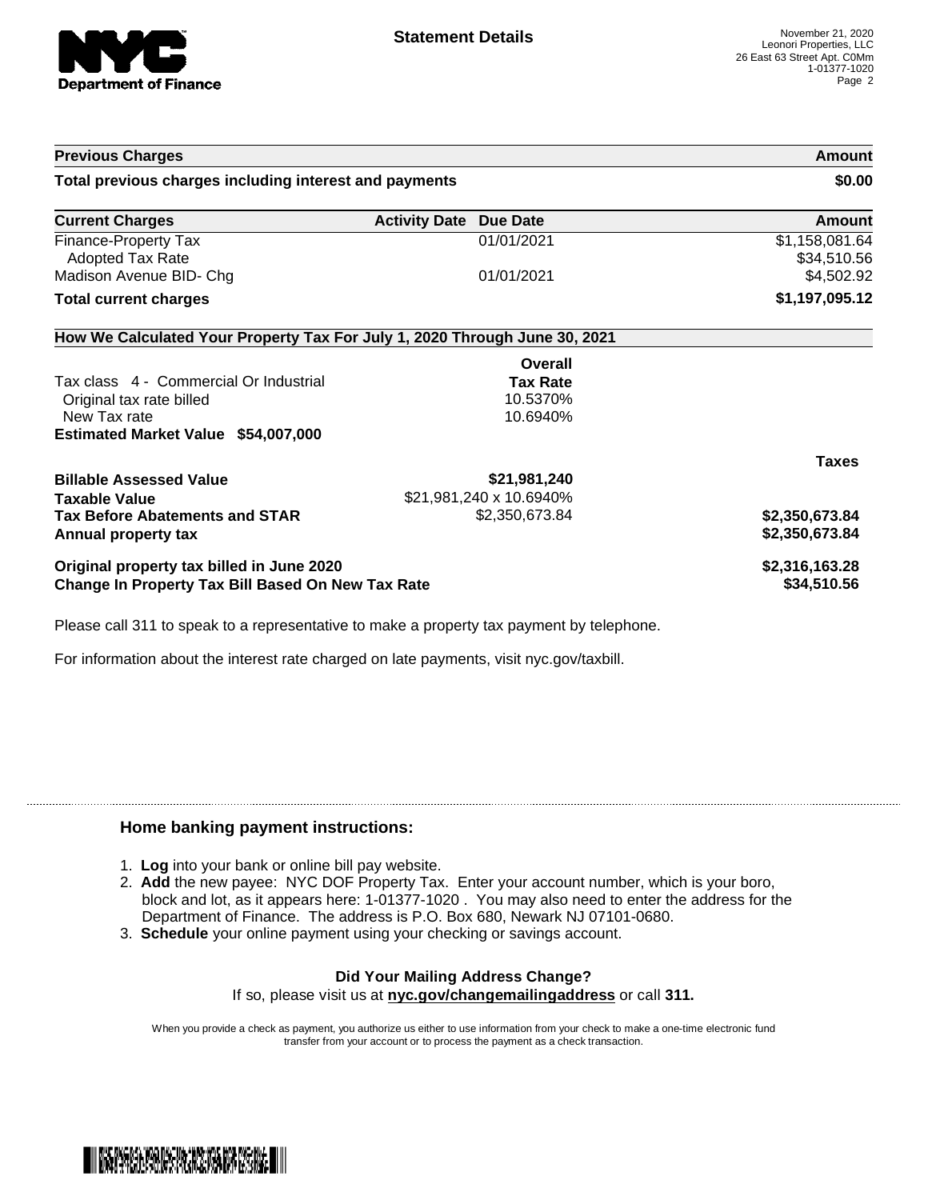## Statement Details

November 21, 2020
Leonori Properties, LLC
26 East 63 Street Apt. C0Mm
1-01377-1020

| Previous Charges | | | Amount |
|---|---|---|---|
| **Total previous charges including interest and payments** | | | **$0.00** |

| Current Charges | Activity Date | Due Date | Amount |
|---|---|---|---|
| Finance-Property Tax | | 01/01/2021 | $1,158,081.64 |
| Adopted Tax Rate | | | $34,510.56 |
| Madison Avenue BID- Chg | | 01/01/2021 | $4,502.92 |
| **Total current charges** | | | **$1,197,095.12** |

### How We Calculated Your Property Tax For July 1, 2020 Through June 30, 2021

| | Overall Tax Rate | |
|---|---|---|
| Tax class 4 - Commercial Or Industrial | | |
| Original tax rate billed | 10.5370% | |
| New Tax rate | 10.6940% | |
| **Estimated Market Value $54,007,000** | | |
| | | **Taxes** |
| **Billable Assessed Value** | **$21,981,240** | |
| **Taxable Value** | $21,981,240 x 10.6940% | |
| **Tax Before Abatements and STAR** | $2,350,673.84 | **$2,350,673.84** |
| **Annual property tax** | | **$2,350,673.84** |
| **Original property tax billed in June 2020** | | **$2,316,163.28** |
| **Change In Property Tax Bill Based On New Tax Rate** | | **$34,510.56** |

Please call 311 to speak to a representative to make a property tax payment by telephone.

For information about the interest rate charged on late payments, visit nyc.gov/taxbill.

### Home banking payment instructions:

1. **Log** into your bank or online bill pay website.
2. **Add** the new payee: NYC DOF Property Tax. Enter your account number, which is your boro, block and lot, as it appears here: 1-01377-1020 . You may also need to enter the address for the Department of Finance. The address is P.O. Box 680, Newark NJ 07101-0680.
3. **Schedule** your online payment using your checking or savings account.

**Did Your Mailing Address Change?**

If so, please visit us at **nyc.gov/changemailingaddress** or call **311.**

When you provide a check as payment, you authorize us either to use information from your check to make a one-time electronic fund transfer from your account or to process the payment as a check transaction.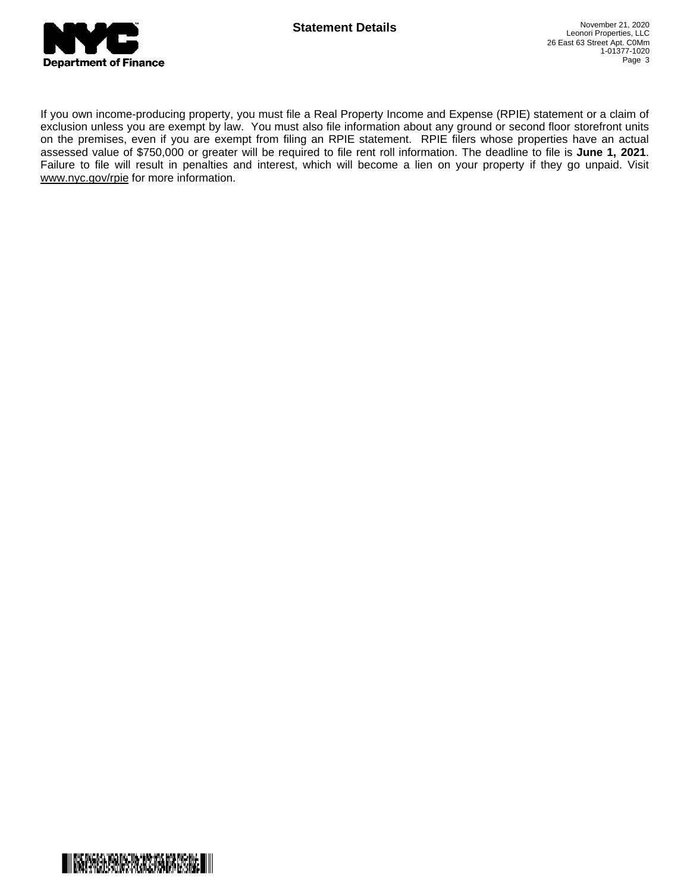If you own income-producing property, you must file a Real Property Income and Expense (RPIE) statement or a claim of exclusion unless you are exempt by law. You must also file information about any ground or second floor storefront units on the premises, even if you are exempt from filing an RPIE statement. RPIE filers whose properties have an actual assessed value of $750,000 or greater will be required to file rent roll information. The deadline to file is **June 1, 2021**. Failure to file will result in penalties and interest, which will become a lien on your property if they go unpaid. Visit www.nyc.gov/rpie for more information.